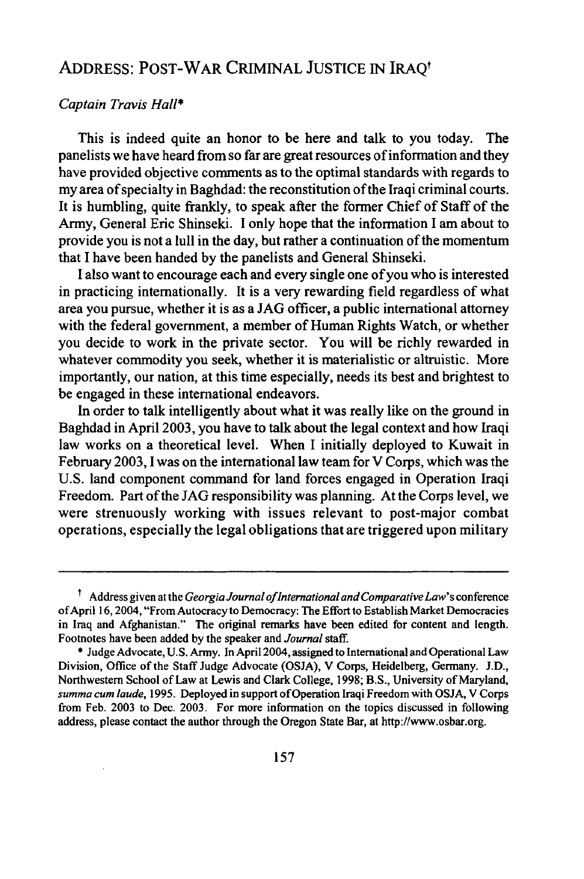# ADDRESS: POST-WAR CRIMINAL JUSTICE IN IRAQ†

*Captain Travis Hall\**

This is indeed quite an honor to be here and talk to you today. The panelists we have heard from so far are great resources of information and they have provided objective comments as to the optimal standards with regards to my area of specialty in Baghdad: the reconstitution of the Iraqi criminal courts. It is humbling, quite frankly, to speak after the former Chief of Staff of the Army, General Eric Shinseki. I only hope that the information I am about to provide you is not a lull in the day, but rather a continuation of the momentum that I have been handed by the panelists and General Shinseki.

I also want to encourage each and every single one of you who is interested in practicing internationally. It is a very rewarding field regardless of what area you pursue, whether it is as a JAG officer, a public international attorney with the federal government, a member of Human Rights Watch, or whether you decide to work in the private sector. You will be richly rewarded in whatever commodity you seek, whether it is materialistic or altruistic. More importantly, our nation, at this time especially, needs its best and brightest to be engaged in these international endeavors.

In order to talk intelligently about what it was really like on the ground in Baghdad in April 2003, you have to talk about the legal context and how Iraqi law works on a theoretical level. When I initially deployed to Kuwait in February 2003, I was on the international law team for V Corps, which was the U.S. land component command for land forces engaged in Operation Iraqi Freedom. Part of the JAG responsibility was planning. At the Corps level, we were strenuously working with issues relevant to post-major combat operations, especially the legal obligations that are triggered upon military

---

† Address given at the *Georgia Journal of International and Comparative Law*'s conference of April 16, 2004, "From Autocracy to Democracy: The Effort to Establish Market Democracies in Iraq and Afghanistan." The original remarks have been edited for content and length. Footnotes have been added by the speaker and *Journal* staff.

\* Judge Advocate, U.S. Army. In April 2004, assigned to International and Operational Law Division, Office of the Staff Judge Advocate (OSJA), V Corps, Heidelberg, Germany. J.D., Northwestern School of Law at Lewis and Clark College, 1998; B.S., University of Maryland, *summa cum laude*, 1995. Deployed in support of Operation Iraqi Freedom with OSJA, V Corps from Feb. 2003 to Dec. 2003. For more information on the topics discussed in following address, please contact the author through the Oregon State Bar, at http://www.osbar.org.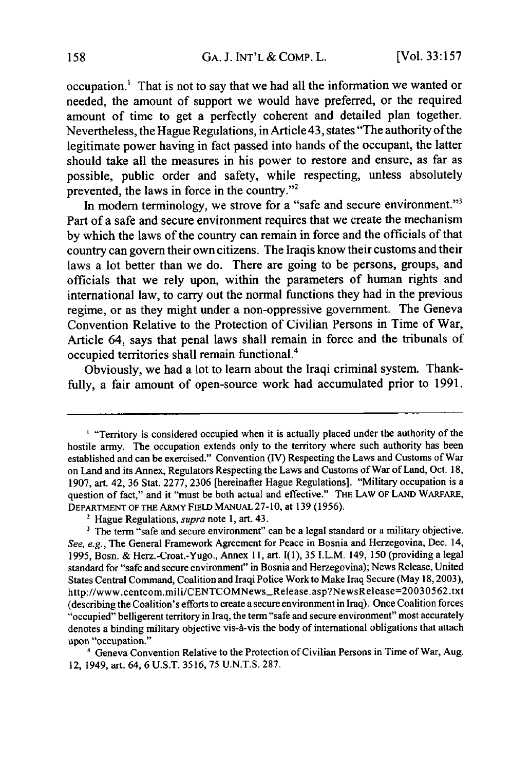occupation.[1] That is not to say that we had all the information we wanted or needed, the amount of support we would have preferred, or the required amount of time to get a perfectly coherent and detailed plan together. Nevertheless, the Hague Regulations, in Article 43, states "The authority of the legitimate power having in fact passed into hands of the occupant, the latter should take all the measures in his power to restore and ensure, as far as possible, public order and safety, while respecting, unless absolutely prevented, the laws in force in the country."[2]

In modern terminology, we strove for a "safe and secure environment."[3] Part of a safe and secure environment requires that we create the mechanism by which the laws of the country can remain in force and the officials of that country can govern their own citizens. The Iraqis know their customs and their laws a lot better than we do. There are going to be persons, groups, and officials that we rely upon, within the parameters of human rights and international law, to carry out the normal functions they had in the previous regime, or as they might under a non-oppressive government. The Geneva Convention Relative to the Protection of Civilian Persons in Time of War, Article 64, says that penal laws shall remain in force and the tribunals of occupied territories shall remain functional.[4]

Obviously, we had a lot to learn about the Iraqi criminal system. Thankfully, a fair amount of open-source work had accumulated prior to 1991.

---

[1] "Territory is considered occupied when it is actually placed under the authority of the hostile army. The occupation extends only to the territory where such authority has been established and can be exercised." Convention (IV) Respecting the Laws and Customs of War on Land and its Annex, Regulators Respecting the Laws and Customs of War of Land, Oct. 18, 1907, art. 42, 36 Stat. 2277, 2306 [hereinafter Hague Regulations]. "Military occupation is a question of fact," and it "must be both actual and effective." THE LAW OF LAND WARFARE, DEPARTMENT OF THE ARMY FIELD MANUAL 27-10, at 139 (1956).

[2] Hague Regulations, *supra* note 1, art. 43.

[3] The term "safe and secure environment" can be a legal standard or a military objective. *See, e.g.*, The General Framework Agreement for Peace in Bosnia and Herzegovina, Dec. 14, 1995, Bosn. & Herz.-Croat.-Yugo., Annex 11, art. I(1), 35 I.L.M. 149, 150 (providing a legal standard for "safe and secure environment" in Bosnia and Herzegovina); News Release, United States Central Command, Coalition and Iraqi Police Work to Make Iraq Secure (May 18, 2003), http://www.centcom.mili/CENTCOMNews_Release.asp?NewsRelease=20030562.txt (describing the Coalition's efforts to create a secure environment in Iraq). Once Coalition forces "occupied" belligerent territory in Iraq, the term "safe and secure environment" most accurately denotes a binding military objective vis-à-vis the body of international obligations that attach upon "occupation."

[4] Geneva Convention Relative to the Protection of Civilian Persons in Time of War, Aug. 12, 1949, art. 64, 6 U.S.T. 3516, 75 U.N.T.S. 287.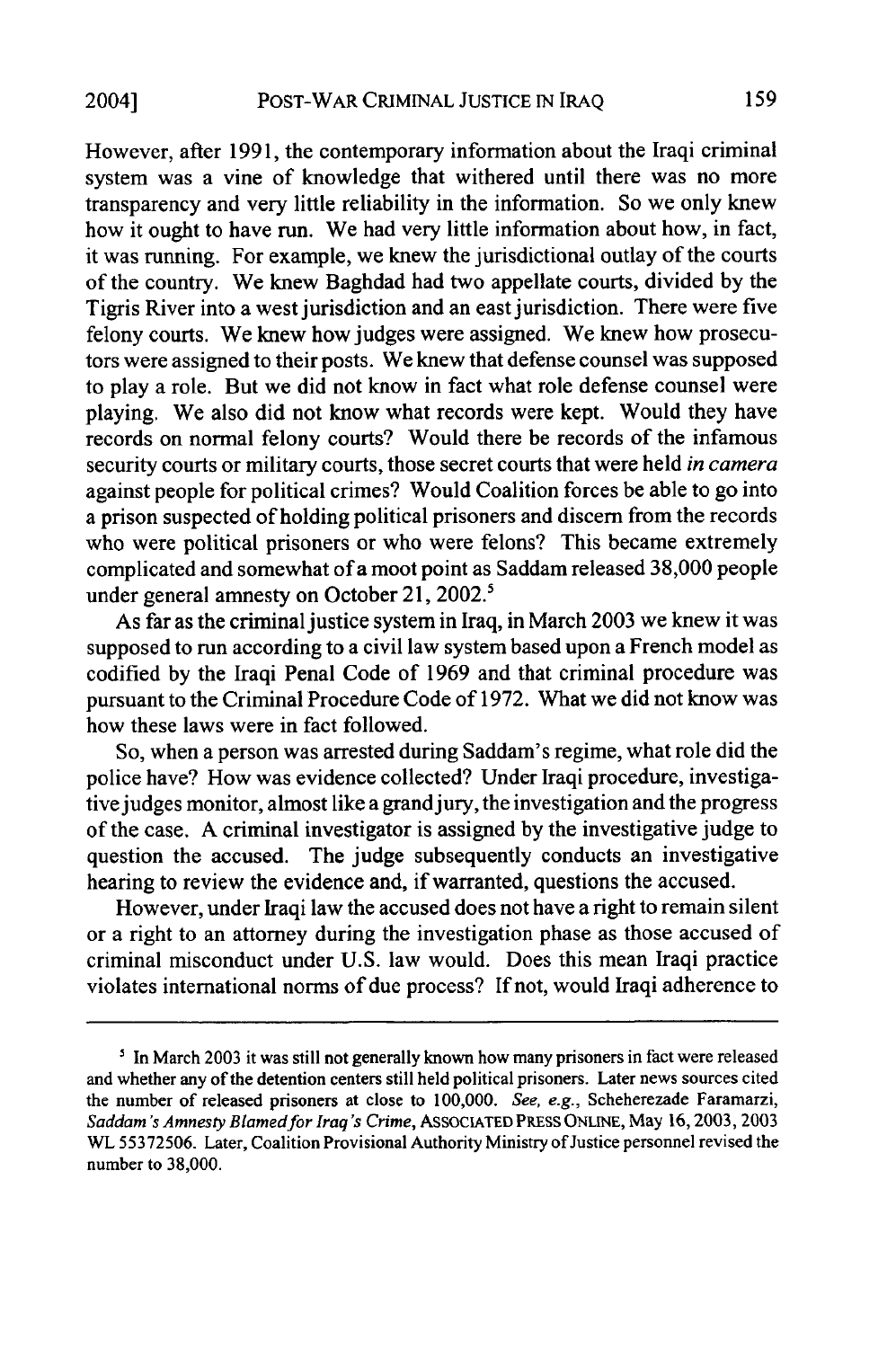However, after 1991, the contemporary information about the Iraqi criminal system was a vine of knowledge that withered until there was no more transparency and very little reliability in the information. So we only knew how it ought to have run. We had very little information about how, in fact, it was running. For example, we knew the jurisdictional outlay of the courts of the country. We knew Baghdad had two appellate courts, divided by the Tigris River into a west jurisdiction and an east jurisdiction. There were five felony courts. We knew how judges were assigned. We knew how prosecutors were assigned to their posts. We knew that defense counsel was supposed to play a role. But we did not know in fact what role defense counsel were playing. We also did not know what records were kept. Would they have records on normal felony courts? Would there be records of the infamous security courts or military courts, those secret courts that were held *in camera* against people for political crimes? Would Coalition forces be able to go into a prison suspected of holding political prisoners and discern from the records who were political prisoners or who were felons? This became extremely complicated and somewhat of a moot point as Saddam released 38,000 people under general amnesty on October 21, 2002.[5]

As far as the criminal justice system in Iraq, in March 2003 we knew it was supposed to run according to a civil law system based upon a French model as codified by the Iraqi Penal Code of 1969 and that criminal procedure was pursuant to the Criminal Procedure Code of 1972. What we did not know was how these laws were in fact followed.

So, when a person was arrested during Saddam's regime, what role did the police have? How was evidence collected? Under Iraqi procedure, investigative judges monitor, almost like a grand jury, the investigation and the progress of the case. A criminal investigator is assigned by the investigative judge to question the accused. The judge subsequently conducts an investigative hearing to review the evidence and, if warranted, questions the accused.

However, under Iraqi law the accused does not have a right to remain silent or a right to an attorney during the investigation phase as those accused of criminal misconduct under U.S. law would. Does this mean Iraqi practice violates international norms of due process? If not, would Iraqi adherence to

---

[5] In March 2003 it was still not generally known how many prisoners in fact were released and whether any of the detention centers still held political prisoners. Later news sources cited the number of released prisoners at close to 100,000. *See, e.g.*, Scheherezade Faramarzi, *Saddam's Amnesty Blamed for Iraq's Crime*, ASSOCIATED PRESS ONLINE, May 16, 2003, 2003 WL 55372506. Later, Coalition Provisional Authority Ministry of Justice personnel revised the number to 38,000.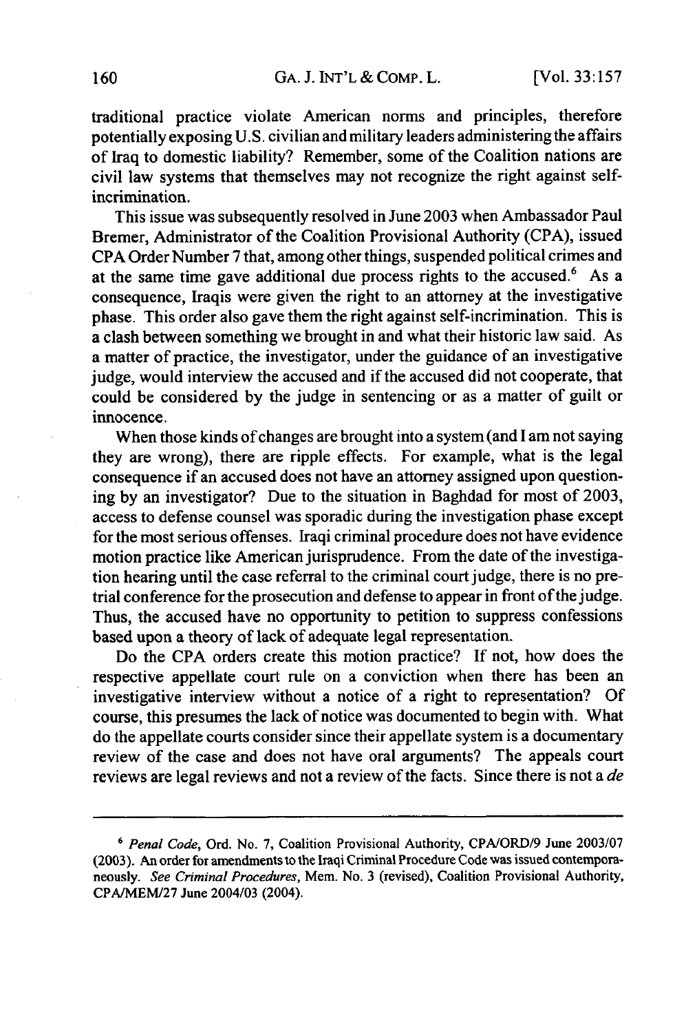traditional practice violate American norms and principles, therefore potentially exposing U.S. civilian and military leaders administering the affairs of Iraq to domestic liability? Remember, some of the Coalition nations are civil law systems that themselves may not recognize the right against self-incrimination.

This issue was subsequently resolved in June 2003 when Ambassador Paul Bremer, Administrator of the Coalition Provisional Authority (CPA), issued CPA Order Number 7 that, among other things, suspended political crimes and at the same time gave additional due process rights to the accused.[6] As a consequence, Iraqis were given the right to an attorney at the investigative phase. This order also gave them the right against self-incrimination. This is a clash between something we brought in and what their historic law said. As a matter of practice, the investigator, under the guidance of an investigative judge, would interview the accused and if the accused did not cooperate, that could be considered by the judge in sentencing or as a matter of guilt or innocence.

When those kinds of changes are brought into a system (and I am not saying they are wrong), there are ripple effects. For example, what is the legal consequence if an accused does not have an attorney assigned upon questioning by an investigator? Due to the situation in Baghdad for most of 2003, access to defense counsel was sporadic during the investigation phase except for the most serious offenses. Iraqi criminal procedure does not have evidence motion practice like American jurisprudence. From the date of the investigation hearing until the case referral to the criminal court judge, there is no pretrial conference for the prosecution and defense to appear in front of the judge. Thus, the accused have no opportunity to petition to suppress confessions based upon a theory of lack of adequate legal representation.

Do the CPA orders create this motion practice? If not, how does the respective appellate court rule on a conviction when there has been an investigative interview without a notice of a right to representation? Of course, this presumes the lack of notice was documented to begin with. What do the appellate courts consider since their appellate system is a documentary review of the case and does not have oral arguments? The appeals court reviews are legal reviews and not a review of the facts. Since there is not a *de*

---

[6] *Penal Code*, Ord. No. 7, Coalition Provisional Authority, CPA/ORD/9 June 2003/07 (2003). An order for amendments to the Iraqi Criminal Procedure Code was issued contemporaneously. *See Criminal Procedures*, Mem. No. 3 (revised), Coalition Provisional Authority, CPA/MEM/27 June 2004/03 (2004).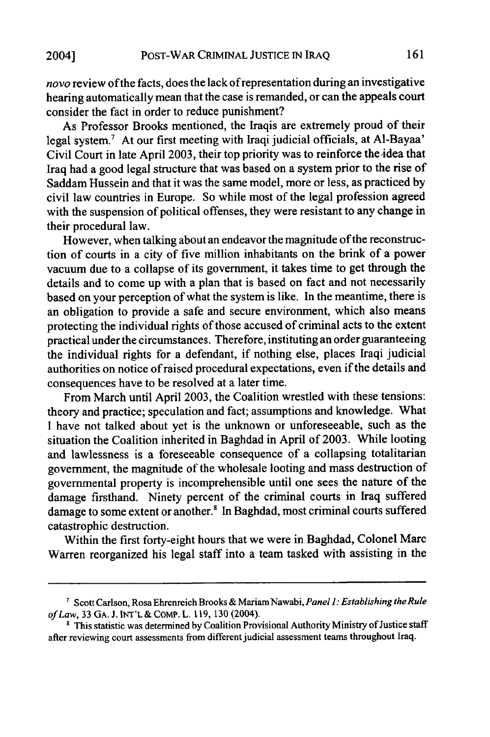*novo* review of the facts, does the lack of representation during an investigative hearing automatically mean that the case is remanded, or can the appeals court consider the fact in order to reduce punishment?

As Professor Brooks mentioned, the Iraqis are extremely proud of their legal system.[7] At our first meeting with Iraqi judicial officials, at Al-Bayaa' Civil Court in late April 2003, their top priority was to reinforce the idea that Iraq had a good legal structure that was based on a system prior to the rise of Saddam Hussein and that it was the same model, more or less, as practiced by civil law countries in Europe. So while most of the legal profession agreed with the suspension of political offenses, they were resistant to any change in their procedural law.

However, when talking about an endeavor the magnitude of the reconstruction of courts in a city of five million inhabitants on the brink of a power vacuum due to a collapse of its government, it takes time to get through the details and to come up with a plan that is based on fact and not necessarily based on your perception of what the system is like. In the meantime, there is an obligation to provide a safe and secure environment, which also means protecting the individual rights of those accused of criminal acts to the extent practical under the circumstances. Therefore, instituting an order guaranteeing the individual rights for a defendant, if nothing else, places Iraqi judicial authorities on notice of raised procedural expectations, even if the details and consequences have to be resolved at a later time.

From March until April 2003, the Coalition wrestled with these tensions: theory and practice; speculation and fact; assumptions and knowledge. What I have not talked about yet is the unknown or unforeseeable, such as the situation the Coalition inherited in Baghdad in April of 2003. While looting and lawlessness is a foreseeable consequence of a collapsing totalitarian government, the magnitude of the wholesale looting and mass destruction of governmental property is incomprehensible until one sees the nature of the damage firsthand. Ninety percent of the criminal courts in Iraq suffered damage to some extent or another.[8] In Baghdad, most criminal courts suffered catastrophic destruction.

Within the first forty-eight hours that we were in Baghdad, Colonel Marc Warren reorganized his legal staff into a team tasked with assisting in the

---

[7] Scott Carlson, Rosa Ehrenreich Brooks & Mariam Nawabi, *Panel 1: Establishing the Rule of Law*, 33 GA. J. INT'L & COMP. L. 119, 130 (2004).

[8] This statistic was determined by Coalition Provisional Authority Ministry of Justice staff after reviewing court assessments from different judicial assessment teams throughout Iraq.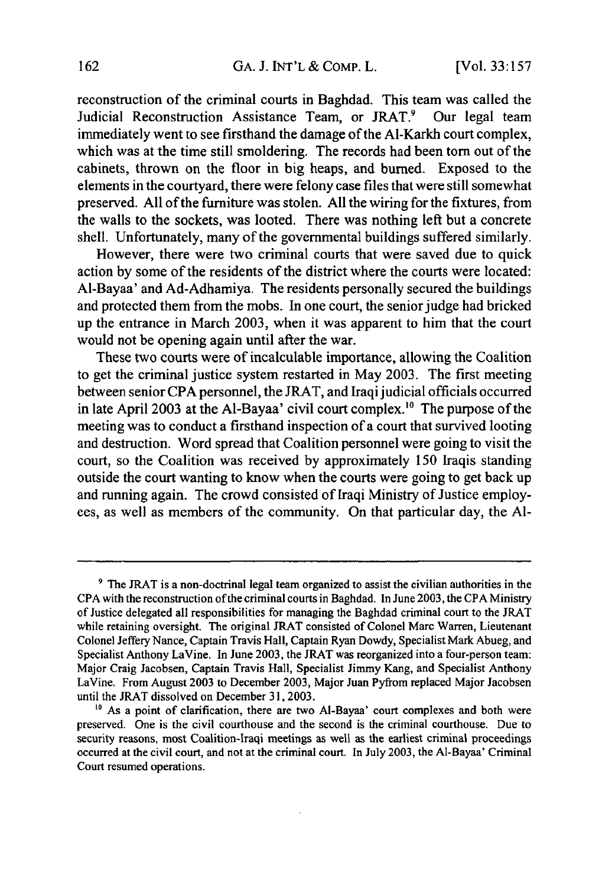reconstruction of the criminal courts in Baghdad. This team was called the Judicial Reconstruction Assistance Team, or JRAT.[9] Our legal team immediately went to see firsthand the damage of the Al-Karkh court complex, which was at the time still smoldering. The records had been torn out of the cabinets, thrown on the floor in big heaps, and burned. Exposed to the elements in the courtyard, there were felony case files that were still somewhat preserved. All of the furniture was stolen. All the wiring for the fixtures, from the walls to the sockets, was looted. There was nothing left but a concrete shell. Unfortunately, many of the governmental buildings suffered similarly.

However, there were two criminal courts that were saved due to quick action by some of the residents of the district where the courts were located: Al-Bayaa' and Ad-Adhamiya. The residents personally secured the buildings and protected them from the mobs. In one court, the senior judge had bricked up the entrance in March 2003, when it was apparent to him that the court would not be opening again until after the war.

These two courts were of incalculable importance, allowing the Coalition to get the criminal justice system restarted in May 2003. The first meeting between senior CPA personnel, the JRAT, and Iraqi judicial officials occurred in late April 2003 at the Al-Bayaa' civil court complex.[10] The purpose of the meeting was to conduct a firsthand inspection of a court that survived looting and destruction. Word spread that Coalition personnel were going to visit the court, so the Coalition was received by approximately 150 Iraqis standing outside the court wanting to know when the courts were going to get back up and running again. The crowd consisted of Iraqi Ministry of Justice employees, as well as members of the community. On that particular day, the Al-

---

[9] The JRAT is a non-doctrinal legal team organized to assist the civilian authorities in the CPA with the reconstruction of the criminal courts in Baghdad. In June 2003, the CPA Ministry of Justice delegated all responsibilities for managing the Baghdad criminal court to the JRAT while retaining oversight. The original JRAT consisted of Colonel Marc Warren, Lieutenant Colonel Jeffery Nance, Captain Travis Hall, Captain Ryan Dowdy, Specialist Mark Abueg, and Specialist Anthony LaVine. In June 2003, the JRAT was reorganized into a four-person team: Major Craig Jacobsen, Captain Travis Hall, Specialist Jimmy Kang, and Specialist Anthony LaVine. From August 2003 to December 2003, Major Juan Pyfrom replaced Major Jacobsen until the JRAT dissolved on December 31, 2003.

[10] As a point of clarification, there are two Al-Bayaa' court complexes and both were preserved. One is the civil courthouse and the second is the criminal courthouse. Due to security reasons, most Coalition-Iraqi meetings as well as the earliest criminal proceedings occurred at the civil court, and not at the criminal court. In July 2003, the Al-Bayaa' Criminal Court resumed operations.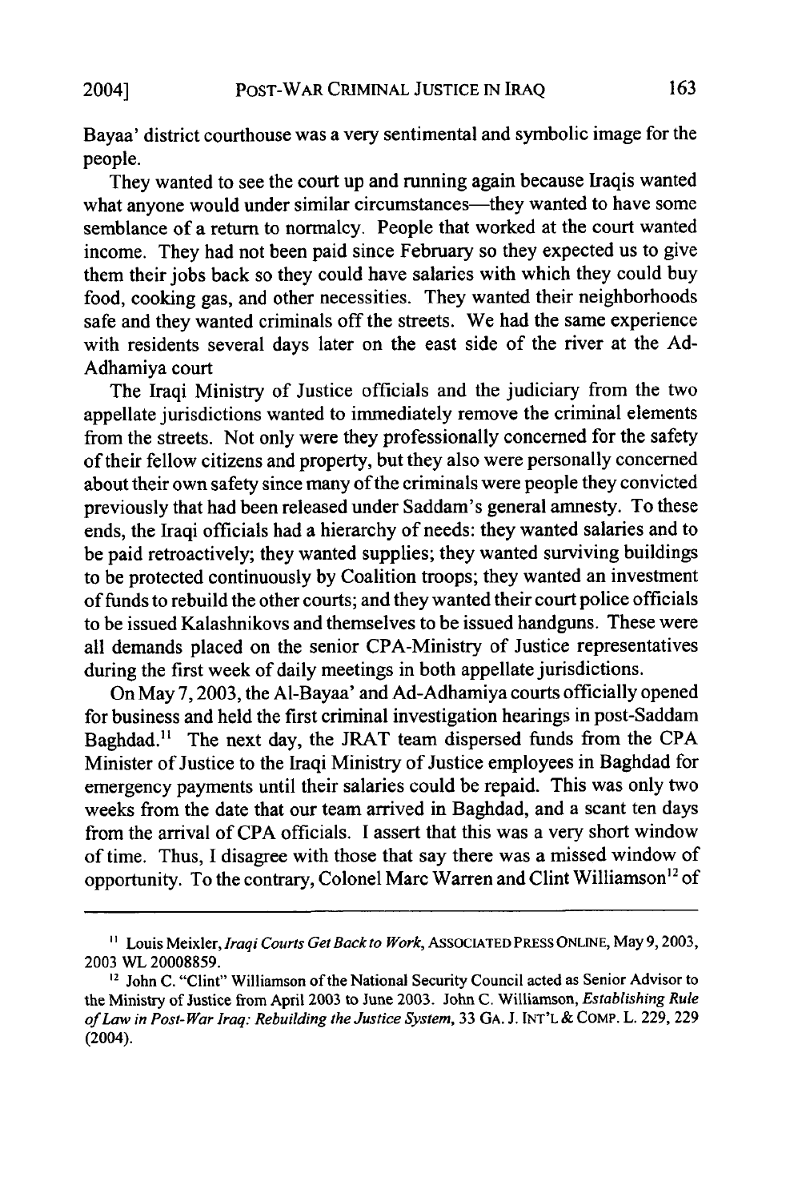Bayaa' district courthouse was a very sentimental and symbolic image for the people.

They wanted to see the court up and running again because Iraqis wanted what anyone would under similar circumstances—they wanted to have some semblance of a return to normalcy. People that worked at the court wanted income. They had not been paid since February so they expected us to give them their jobs back so they could have salaries with which they could buy food, cooking gas, and other necessities. They wanted their neighborhoods safe and they wanted criminals off the streets. We had the same experience with residents several days later on the east side of the river at the Ad-Adhamiya court

The Iraqi Ministry of Justice officials and the judiciary from the two appellate jurisdictions wanted to immediately remove the criminal elements from the streets. Not only were they professionally concerned for the safety of their fellow citizens and property, but they also were personally concerned about their own safety since many of the criminals were people they convicted previously that had been released under Saddam's general amnesty. To these ends, the Iraqi officials had a hierarchy of needs: they wanted salaries and to be paid retroactively; they wanted supplies; they wanted surviving buildings to be protected continuously by Coalition troops; they wanted an investment of funds to rebuild the other courts; and they wanted their court police officials to be issued Kalashnikovs and themselves to be issued handguns. These were all demands placed on the senior CPA-Ministry of Justice representatives during the first week of daily meetings in both appellate jurisdictions.

On May 7, 2003, the Al-Bayaa' and Ad-Adhamiya courts officially opened for business and held the first criminal investigation hearings in post-Saddam Baghdad.[11] The next day, the JRAT team dispersed funds from the CPA Minister of Justice to the Iraqi Ministry of Justice employees in Baghdad for emergency payments until their salaries could be repaid. This was only two weeks from the date that our team arrived in Baghdad, and a scant ten days from the arrival of CPA officials. I assert that this was a very short window of time. Thus, I disagree with those that say there was a missed window of opportunity. To the contrary, Colonel Marc Warren and Clint Williamson[12] of

---

[11] Louis Meixler, *Iraqi Courts Get Back to Work*, ASSOCIATED PRESS ONLINE, May 9, 2003, 2003 WL 20008859.

[12] John C. "Clint" Williamson of the National Security Council acted as Senior Advisor to the Ministry of Justice from April 2003 to June 2003. John C. Williamson, *Establishing Rule of Law in Post-War Iraq: Rebuilding the Justice System*, 33 GA. J. INT'L & COMP. L. 229, 229 (2004).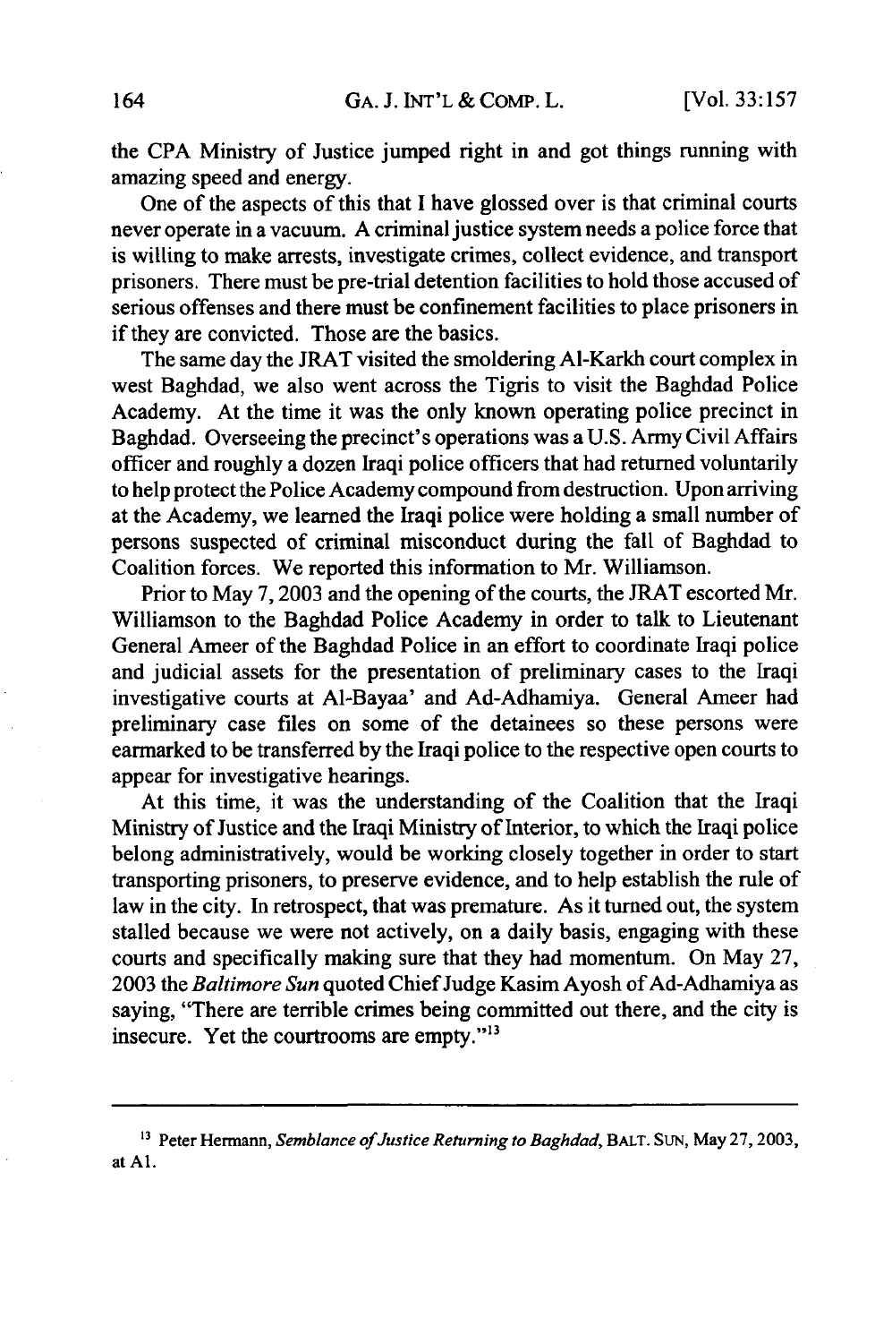the CPA Ministry of Justice jumped right in and got things running with amazing speed and energy.

One of the aspects of this that I have glossed over is that criminal courts never operate in a vacuum. A criminal justice system needs a police force that is willing to make arrests, investigate crimes, collect evidence, and transport prisoners. There must be pre-trial detention facilities to hold those accused of serious offenses and there must be confinement facilities to place prisoners in if they are convicted. Those are the basics.

The same day the JRAT visited the smoldering Al-Karkh court complex in west Baghdad, we also went across the Tigris to visit the Baghdad Police Academy. At the time it was the only known operating police precinct in Baghdad. Overseeing the precinct's operations was a U.S. Army Civil Affairs officer and roughly a dozen Iraqi police officers that had returned voluntarily to help protect the Police Academy compound from destruction. Upon arriving at the Academy, we learned the Iraqi police were holding a small number of persons suspected of criminal misconduct during the fall of Baghdad to Coalition forces. We reported this information to Mr. Williamson.

Prior to May 7, 2003 and the opening of the courts, the JRAT escorted Mr. Williamson to the Baghdad Police Academy in order to talk to Lieutenant General Ameer of the Baghdad Police in an effort to coordinate Iraqi police and judicial assets for the presentation of preliminary cases to the Iraqi investigative courts at Al-Bayaa' and Ad-Adhamiya. General Ameer had preliminary case files on some of the detainees so these persons were earmarked to be transferred by the Iraqi police to the respective open courts to appear for investigative hearings.

At this time, it was the understanding of the Coalition that the Iraqi Ministry of Justice and the Iraqi Ministry of Interior, to which the Iraqi police belong administratively, would be working closely together in order to start transporting prisoners, to preserve evidence, and to help establish the rule of law in the city. In retrospect, that was premature. As it turned out, the system stalled because we were not actively, on a daily basis, engaging with these courts and specifically making sure that they had momentum. On May 27, 2003 the *Baltimore Sun* quoted Chief Judge Kasim Ayosh of Ad-Adhamiya as saying, "There are terrible crimes being committed out there, and the city is insecure. Yet the courtrooms are empty."[13]

---

[13] Peter Hermann, *Semblance of Justice Returning to Baghdad*, BALT. SUN, May 27, 2003, at A1.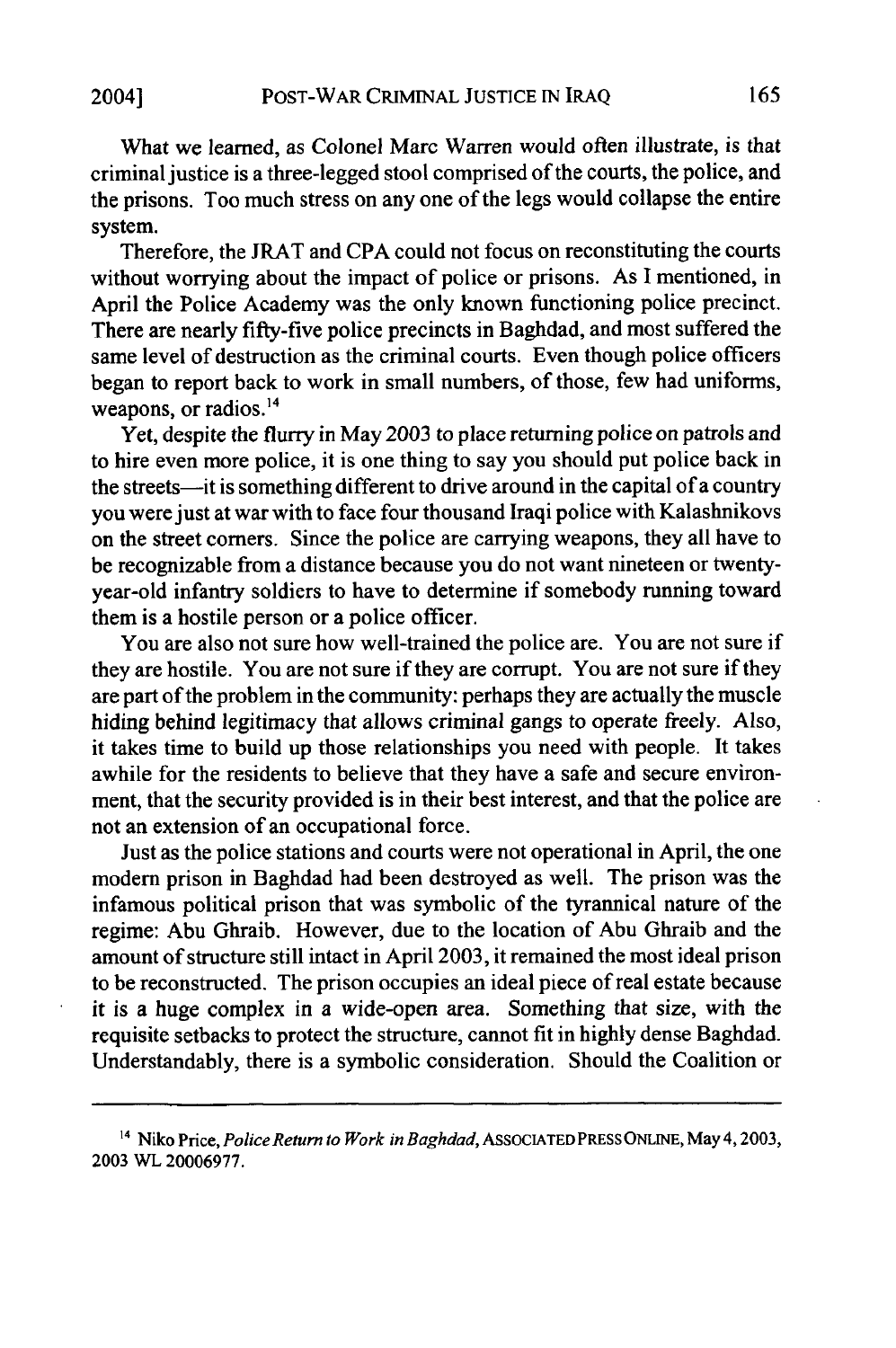What we learned, as Colonel Marc Warren would often illustrate, is that criminal justice is a three-legged stool comprised of the courts, the police, and the prisons. Too much stress on any one of the legs would collapse the entire system.

Therefore, the JRAT and CPA could not focus on reconstituting the courts without worrying about the impact of police or prisons. As I mentioned, in April the Police Academy was the only known functioning police precinct. There are nearly fifty-five police precincts in Baghdad, and most suffered the same level of destruction as the criminal courts. Even though police officers began to report back to work in small numbers, of those, few had uniforms, weapons, or radios.[14]

Yet, despite the flurry in May 2003 to place returning police on patrols and to hire even more police, it is one thing to say you should put police back in the streets—it is something different to drive around in the capital of a country you were just at war with to face four thousand Iraqi police with Kalashnikovs on the street corners. Since the police are carrying weapons, they all have to be recognizable from a distance because you do not want nineteen or twenty-year-old infantry soldiers to have to determine if somebody running toward them is a hostile person or a police officer.

You are also not sure how well-trained the police are. You are not sure if they are hostile. You are not sure if they are corrupt. You are not sure if they are part of the problem in the community: perhaps they are actually the muscle hiding behind legitimacy that allows criminal gangs to operate freely. Also, it takes time to build up those relationships you need with people. It takes awhile for the residents to believe that they have a safe and secure environment, that the security provided is in their best interest, and that the police are not an extension of an occupational force.

Just as the police stations and courts were not operational in April, the one modern prison in Baghdad had been destroyed as well. The prison was the infamous political prison that was symbolic of the tyrannical nature of the regime: Abu Ghraib. However, due to the location of Abu Ghraib and the amount of structure still intact in April 2003, it remained the most ideal prison to be reconstructed. The prison occupies an ideal piece of real estate because it is a huge complex in a wide-open area. Something that size, with the requisite setbacks to protect the structure, cannot fit in highly dense Baghdad. Understandably, there is a symbolic consideration. Should the Coalition or

---

[14] Niko Price, *Police Return to Work in Baghdad*, ASSOCIATED PRESS ONLINE, May 4, 2003, 2003 WL 20006977.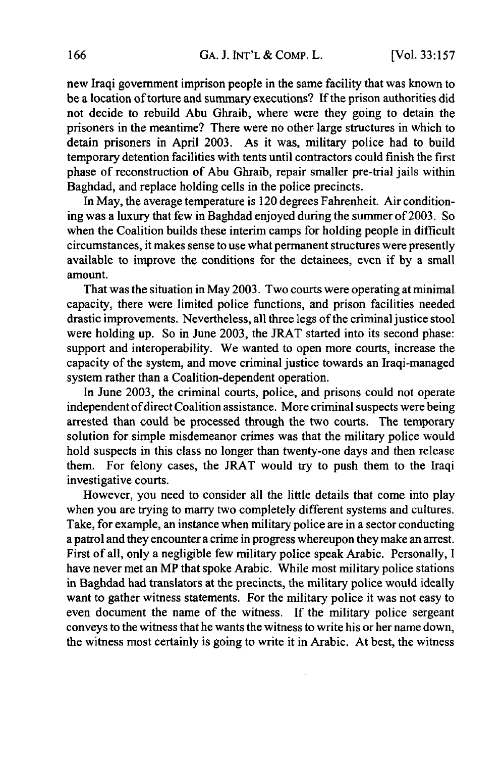new Iraqi government imprison people in the same facility that was known to be a location of torture and summary executions? If the prison authorities did not decide to rebuild Abu Ghraib, where were they going to detain the prisoners in the meantime? There were no other large structures in which to detain prisoners in April 2003. As it was, military police had to build temporary detention facilities with tents until contractors could finish the first phase of reconstruction of Abu Ghraib, repair smaller pre-trial jails within Baghdad, and replace holding cells in the police precincts.

In May, the average temperature is 120 degrees Fahrenheit. Air conditioning was a luxury that few in Baghdad enjoyed during the summer of 2003. So when the Coalition builds these interim camps for holding people in difficult circumstances, it makes sense to use what permanent structures were presently available to improve the conditions for the detainees, even if by a small amount.

That was the situation in May 2003. Two courts were operating at minimal capacity, there were limited police functions, and prison facilities needed drastic improvements. Nevertheless, all three legs of the criminal justice stool were holding up. So in June 2003, the JRAT started into its second phase: support and interoperability. We wanted to open more courts, increase the capacity of the system, and move criminal justice towards an Iraqi-managed system rather than a Coalition-dependent operation.

In June 2003, the criminal courts, police, and prisons could not operate independent of direct Coalition assistance. More criminal suspects were being arrested than could be processed through the two courts. The temporary solution for simple misdemeanor crimes was that the military police would hold suspects in this class no longer than twenty-one days and then release them. For felony cases, the JRAT would try to push them to the Iraqi investigative courts.

However, you need to consider all the little details that come into play when you are trying to marry two completely different systems and cultures. Take, for example, an instance when military police are in a sector conducting a patrol and they encounter a crime in progress whereupon they make an arrest. First of all, only a negligible few military police speak Arabic. Personally, I have never met an MP that spoke Arabic. While most military police stations in Baghdad had translators at the precincts, the military police would ideally want to gather witness statements. For the military police it was not easy to even document the name of the witness. If the military police sergeant conveys to the witness that he wants the witness to write his or her name down, the witness most certainly is going to write it in Arabic. At best, the witness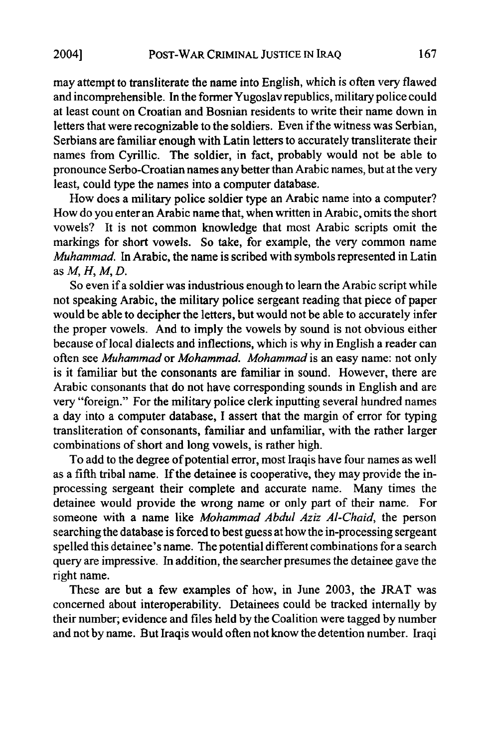may attempt to transliterate the name into English, which is often very flawed and incomprehensible. In the former Yugoslav republics, military police could at least count on Croatian and Bosnian residents to write their name down in letters that were recognizable to the soldiers. Even if the witness was Serbian, Serbians are familiar enough with Latin letters to accurately transliterate their names from Cyrillic. The soldier, in fact, probably would not be able to pronounce Serbo-Croatian names any better than Arabic names, but at the very least, could type the names into a computer database.

How does a military police soldier type an Arabic name into a computer? How do you enter an Arabic name that, when written in Arabic, omits the short vowels? It is not common knowledge that most Arabic scripts omit the markings for short vowels. So take, for example, the very common name *Muhammad*. In Arabic, the name is scribed with symbols represented in Latin as *M, H, M, D*.

So even if a soldier was industrious enough to learn the Arabic script while not speaking Arabic, the military police sergeant reading that piece of paper would be able to decipher the letters, but would not be able to accurately infer the proper vowels. And to imply the vowels by sound is not obvious either because of local dialects and inflections, which is why in English a reader can often see *Muhammad* or *Mohammad*. *Mohammad* is an easy name: not only is it familiar but the consonants are familiar in sound. However, there are Arabic consonants that do not have corresponding sounds in English and are very "foreign." For the military police clerk inputting several hundred names a day into a computer database, I assert that the margin of error for typing transliteration of consonants, familiar and unfamiliar, with the rather larger combinations of short and long vowels, is rather high.

To add to the degree of potential error, most Iraqis have four names as well as a fifth tribal name. If the detainee is cooperative, they may provide the in-processing sergeant their complete and accurate name. Many times the detainee would provide the wrong name or only part of their name. For someone with a name like *Mohammad Abdul Aziz Al-Chaid*, the person searching the database is forced to best guess at how the in-processing sergeant spelled this detainee's name. The potential different combinations for a search query are impressive. In addition, the searcher presumes the detainee gave the right name.

These are but a few examples of how, in June 2003, the JRAT was concerned about interoperability. Detainees could be tracked internally by their number; evidence and files held by the Coalition were tagged by number and not by name. But Iraqis would often not know the detention number. Iraqi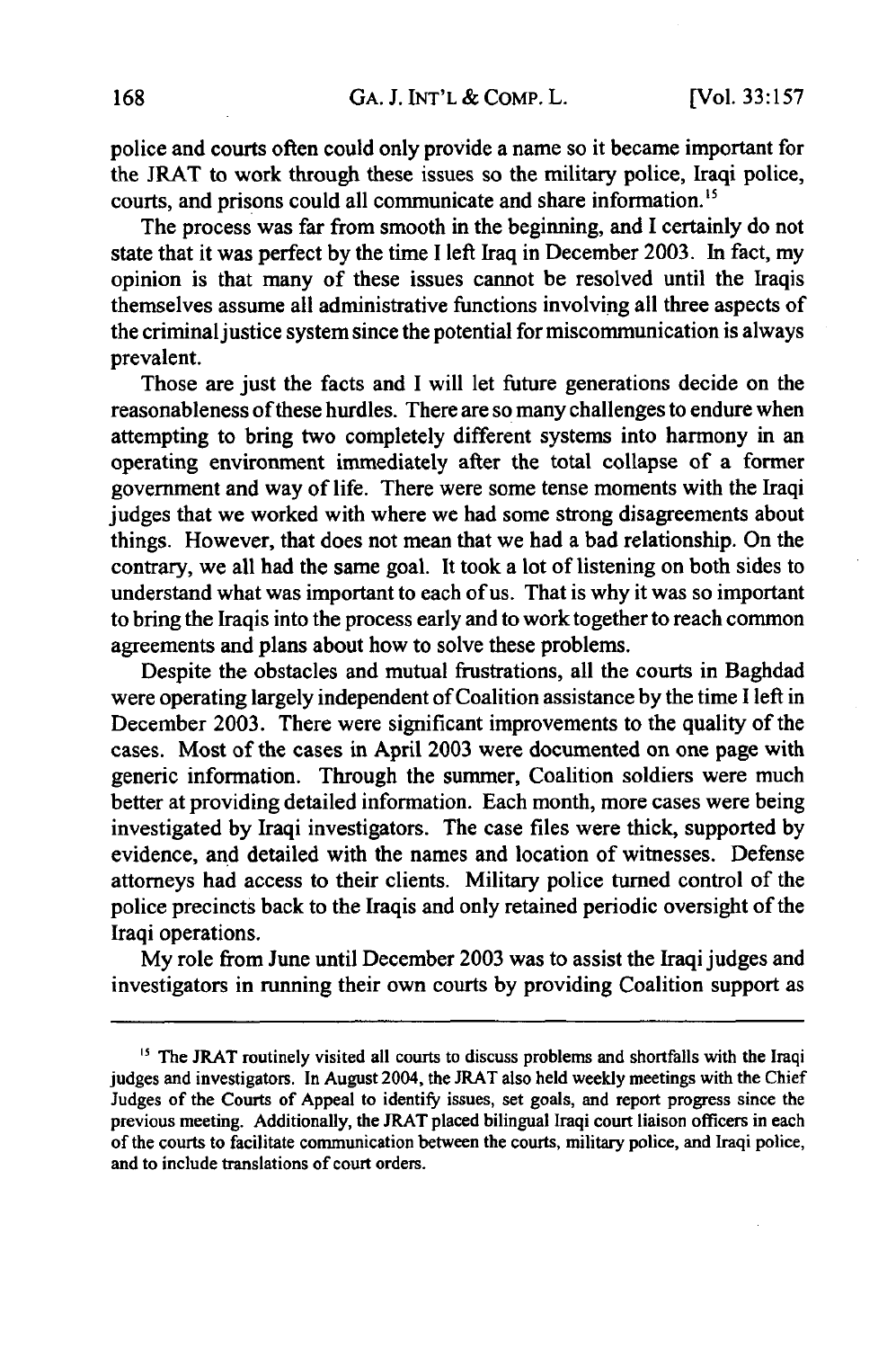police and courts often could only provide a name so it became important for the JRAT to work through these issues so the military police, Iraqi police, courts, and prisons could all communicate and share information.[15]

The process was far from smooth in the beginning, and I certainly do not state that it was perfect by the time I left Iraq in December 2003. In fact, my opinion is that many of these issues cannot be resolved until the Iraqis themselves assume all administrative functions involving all three aspects of the criminal justice system since the potential for miscommunication is always prevalent.

Those are just the facts and I will let future generations decide on the reasonableness of these hurdles. There are so many challenges to endure when attempting to bring two completely different systems into harmony in an operating environment immediately after the total collapse of a former government and way of life. There were some tense moments with the Iraqi judges that we worked with where we had some strong disagreements about things. However, that does not mean that we had a bad relationship. On the contrary, we all had the same goal. It took a lot of listening on both sides to understand what was important to each of us. That is why it was so important to bring the Iraqis into the process early and to work together to reach common agreements and plans about how to solve these problems.

Despite the obstacles and mutual frustrations, all the courts in Baghdad were operating largely independent of Coalition assistance by the time I left in December 2003. There were significant improvements to the quality of the cases. Most of the cases in April 2003 were documented on one page with generic information. Through the summer, Coalition soldiers were much better at providing detailed information. Each month, more cases were being investigated by Iraqi investigators. The case files were thick, supported by evidence, and detailed with the names and location of witnesses. Defense attorneys had access to their clients. Military police turned control of the police precincts back to the Iraqis and only retained periodic oversight of the Iraqi operations.

My role from June until December 2003 was to assist the Iraqi judges and investigators in running their own courts by providing Coalition support as

---

[15] The JRAT routinely visited all courts to discuss problems and shortfalls with the Iraqi judges and investigators. In August 2004, the JRAT also held weekly meetings with the Chief Judges of the Courts of Appeal to identify issues, set goals, and report progress since the previous meeting. Additionally, the JRAT placed bilingual Iraqi court liaison officers in each of the courts to facilitate communication between the courts, military police, and Iraqi police, and to include translations of court orders.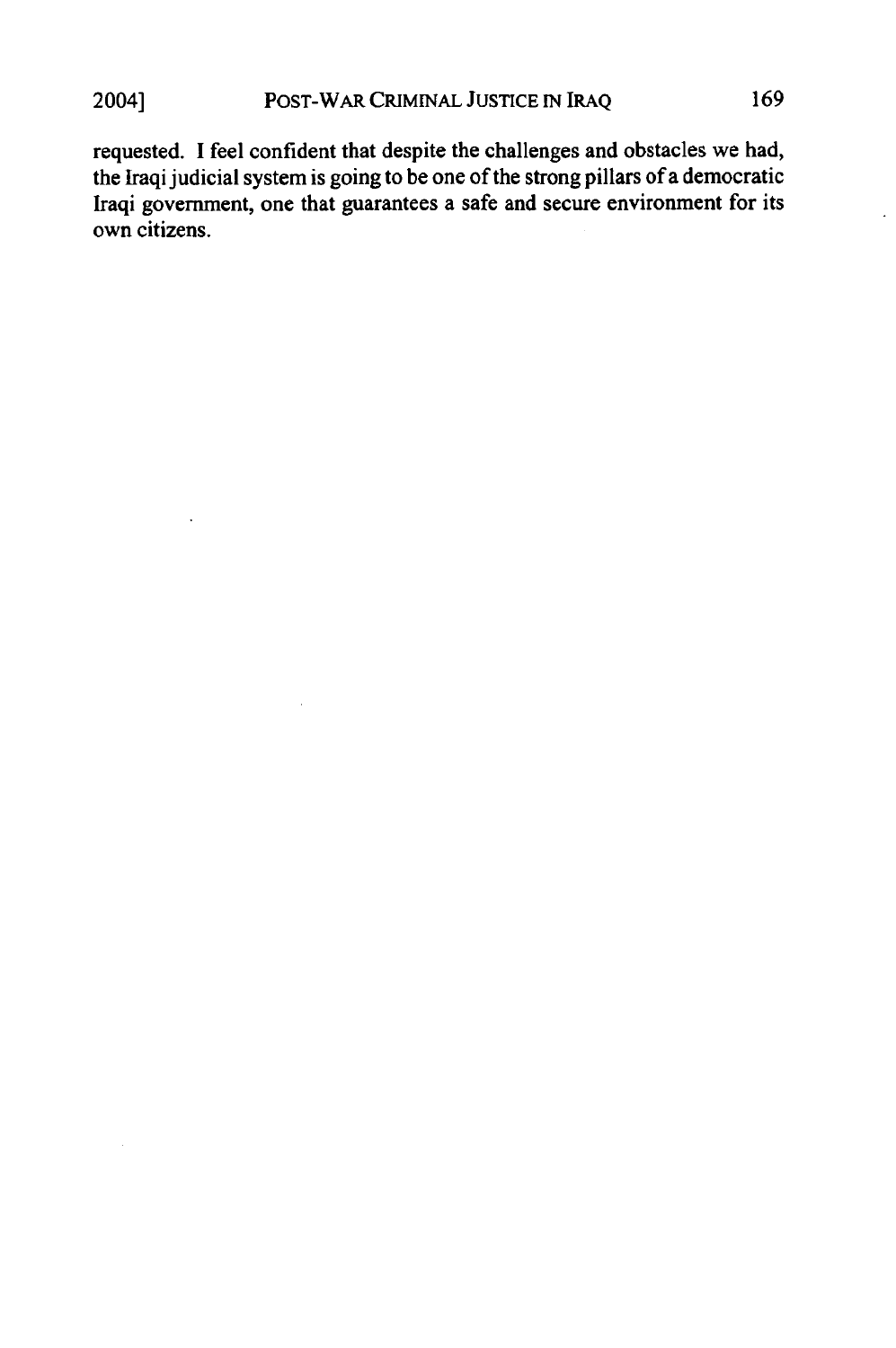requested. I feel confident that despite the challenges and obstacles we had, the Iraqi judicial system is going to be one of the strong pillars of a democratic Iraqi government, one that guarantees a safe and secure environment for its own citizens.